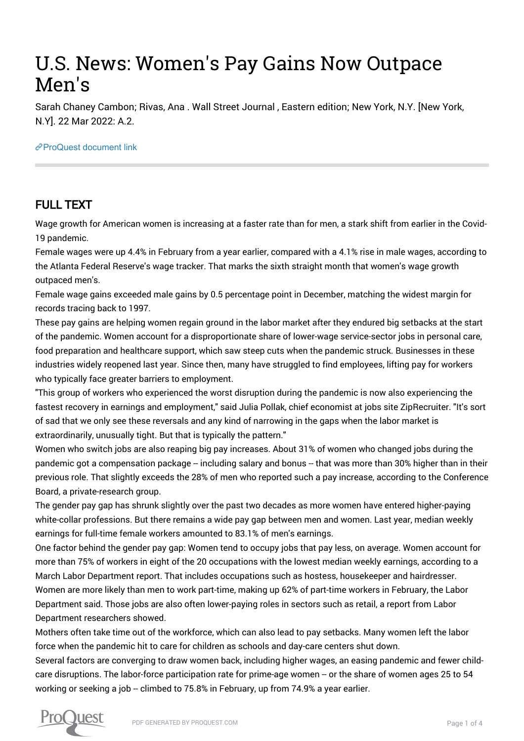# U.S. News: Women's Pay Gains Now Outpace Men's

Sarah Chaney Cambon; Rivas, Ana . Wall Street Journal , Eastern edition; New York, N.Y. [New York, N.Y]. 22 Mar 2022: A.2.

ProQuest document link

## FULL TEXT

Wage growth for American women is increasing at a faster rate than for men, a stark shift from earlier in the Covid-19 pandemic.

Female wages were up 4.4% in February from a year earlier, compared with a 4.1% rise in male wages, according to the Atlanta Federal Reserve's wage tracker. That marks the sixth straight month that women's wage growth outpaced men's.

Female wage gains exceeded male gains by 0.5 percentage point in December, matching the widest margin for records tracing back to 1997.

These pay gains are helping women regain ground in the labor market after they endured big setbacks at the start of the pandemic. Women account for a disproportionate share of lower-wage service-sector jobs in personal care, food preparation and healthcare support, which saw steep cuts when the pandemic struck. Businesses in these industries widely reopened last year. Since then, many have struggled to find employees, lifting pay for workers who typically face greater barriers to employment.

"This group of workers who experienced the worst disruption during the pandemic is now also experiencing the fastest recovery in earnings and employment," said Julia Pollak, chief economist at jobs site ZipRecruiter. "It's sort of sad that we only see these reversals and any kind of narrowing in the gaps when the labor market is extraordinarily, unusually tight. But that is typically the pattern."

Women who switch jobs are also reaping big pay increases. About 31% of women who changed jobs during the pandemic got a compensation package -- including salary and bonus -- that was more than 30% higher than in their previous role. That slightly exceeds the 28% of men who reported such a pay increase, according to the Conference Board, a private-research group.

The gender pay gap has shrunk slightly over the past two decades as more women have entered higher-paying white-collar professions. But there remains a wide pay gap between men and women. Last year, median weekly earnings for full-time female workers amounted to 83.1% of men's earnings.

One factor behind the gender pay gap: Women tend to occupy jobs that pay less, on average. Women account for more than 75% of workers in eight of the 20 occupations with the lowest median weekly earnings, according to a March Labor Department report. That includes occupations such as hostess, housekeeper and hairdresser.

Women are more likely than men to work part-time, making up 62% of part-time workers in February, the Labor Department said. Those jobs are also often lower-paying roles in sectors such as retail, a report from Labor Department researchers showed.

Mothers often take time out of the workforce, which can also lead to pay setbacks. Many women left the labor force when the pandemic hit to care for children as schools and day-care centers shut down.

Several factors are converging to draw women back, including higher wages, an easing pandemic and fewer child-care disruptions. The labor-force participation rate for prime-age women -- or the share of women ages 25 to 54 working or seeking a job -- climbed to 75.8% in February, up from 74.9% a year earlier.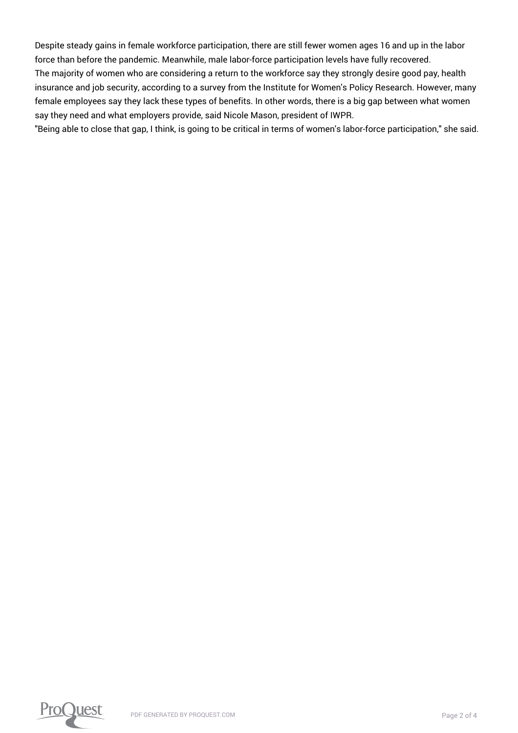Despite steady gains in female workforce participation, there are still fewer women ages 16 and up in the labor force than before the pandemic. Meanwhile, male labor-force participation levels have fully recovered.

The majority of women who are considering a return to the workforce say they strongly desire good pay, health insurance and job security, according to a survey from the Institute for Women's Policy Research. However, many female employees say they lack these types of benefits. In other words, there is a big gap between what women say they need and what employers provide, said Nicole Mason, president of IWPR.

"Being able to close that gap, I think, is going to be critical in terms of women's labor-force participation," she said.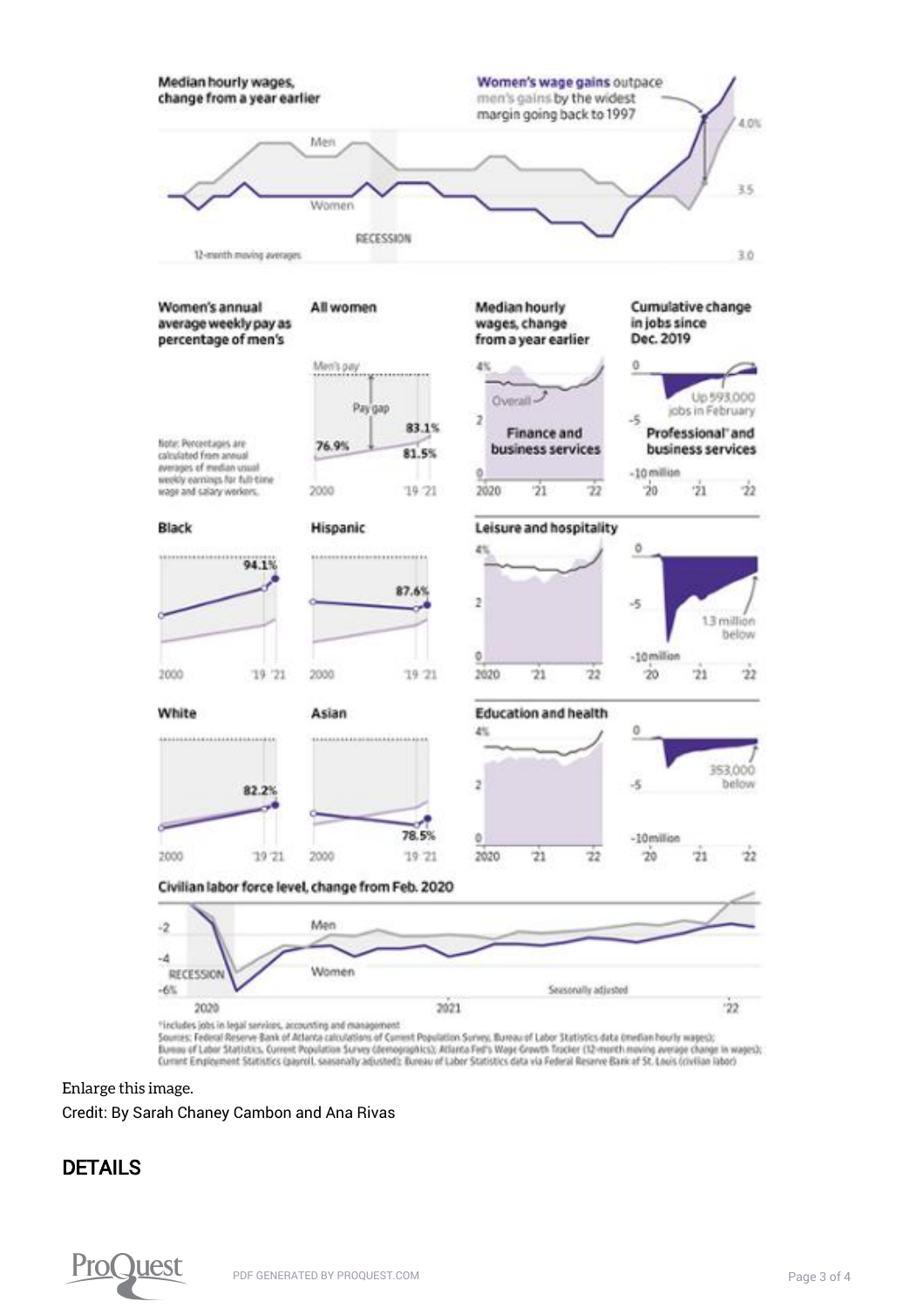**Median hourly wages, change from a year earlier**

**Women's wage gains** outpace men's gains by the widest margin going back to 1997

Men

Women

RECESSION

12-month moving averages

4.0%

3.5

3.0

**Women's annual average weekly pay as percentage of men's**

Note: Percentages are calculated from annual averages of median usual weekly earnings for full-time wage and salary workers.

**All women**

Men's pay

Pay gap

76.9%

83.1%

81.5%

2000 '19 '21

**Black**

94.1%

2000 '19 '21

**Hispanic**

87.6%

2000 '19 '21

**White**

82.2%

2000 '19 '21

**Asian**

78.5%

2000 '19 '21

**Median hourly wages, change from a year earlier**

**Cumulative change in jobs since Dec. 2019**

**Finance and business services**

4%

Overall

2

0

2020 '21 '22

**Professional* and business services**

0

Up 593,000 jobs in February

-5

-10 million

'20 '21 '22

**Leisure and hospitality**

4%

2

0

2020 '21 '22

0

-5

1.3 million below

-10 million

'20 '21 '22

**Education and health**

4%

2

0

2020 '21 '22

0

353,000 below

-5

-10 million

'20 '21 '22

**Civilian labor force level, change from Feb. 2020**

-2

Men

-4

RECESSION

Women

-6%

Seasonally adjusted

2020 2021 '22

*Includes jobs in legal services, accounting and management

Sources: Federal Reserve Bank of Atlanta calculations of Current Population Survey, Bureau of Labor Statistics data (median hourly wages); Bureau of Labor Statistics, Current Population Survey (demographics); Atlanta Fed's Wage Growth Tracker (12-month moving average change in wages); Current Employment Statistics (payroll, seasonally adjusted); Bureau of Labor Statistics data via Federal Reserve Bank of St. Louis (civilian labor)

Enlarge this image.

Credit: By Sarah Chaney Cambon and Ana Rivas

## DETAILS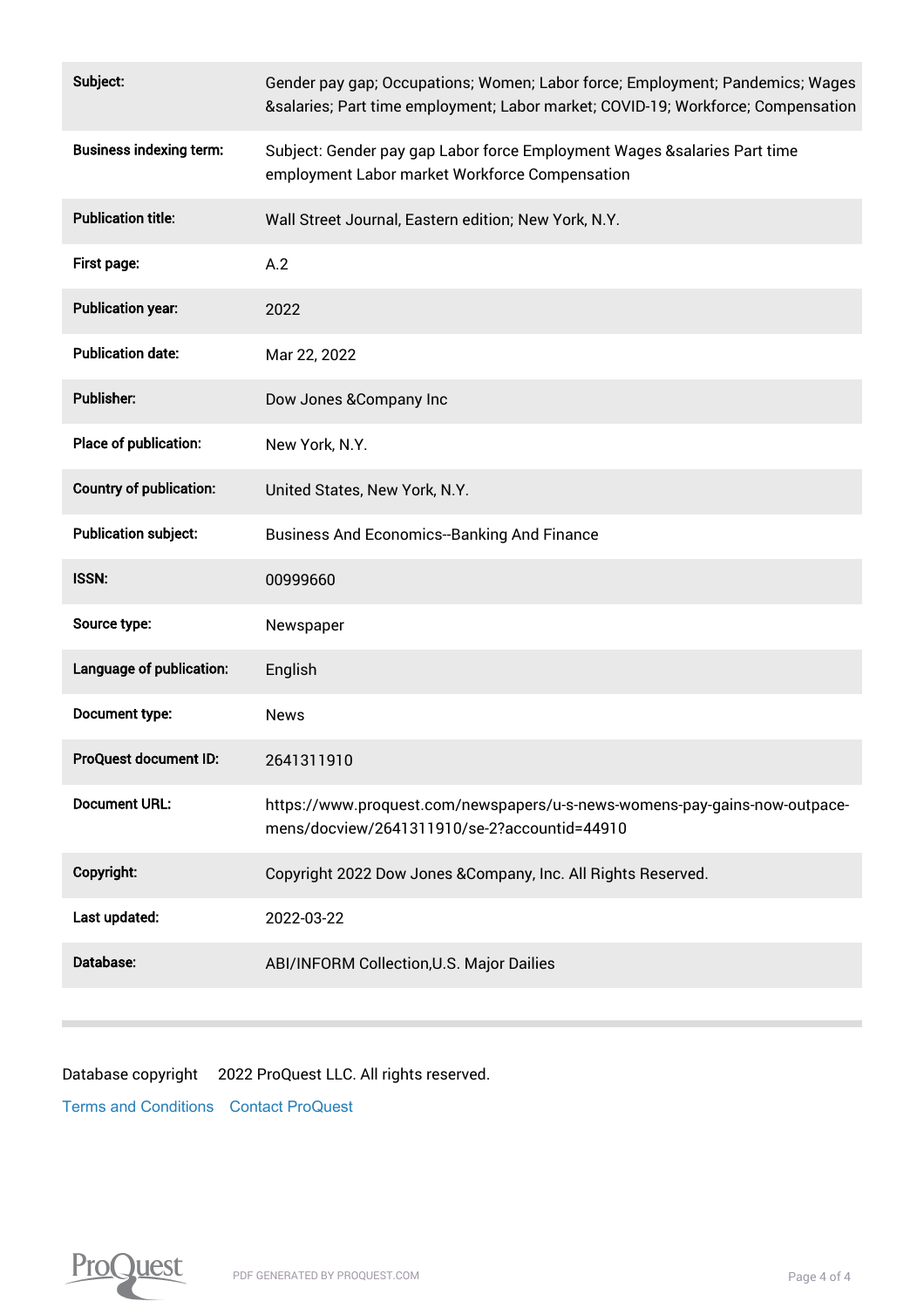| | |
|---|---|
| **Subject:** | Gender pay gap; Occupations; Women; Labor force; Employment; Pandemics; Wages &salaries; Part time employment; Labor market; COVID-19; Workforce; Compensation |
| **Business indexing term:** | Subject: Gender pay gap Labor force Employment Wages &salaries Part time employment Labor market Workforce Compensation |
| **Publication title:** | Wall Street Journal, Eastern edition; New York, N.Y. |
| **First page:** | A.2 |
| **Publication year:** | 2022 |
| **Publication date:** | Mar 22, 2022 |
| **Publisher:** | Dow Jones &Company Inc |
| **Place of publication:** | New York, N.Y. |
| **Country of publication:** | United States, New York, N.Y. |
| **Publication subject:** | Business And Economics--Banking And Finance |
| **ISSN:** | 00999660 |
| **Source type:** | Newspaper |
| **Language of publication:** | English |
| **Document type:** | News |
| **ProQuest document ID:** | 2641311910 |
| **Document URL:** | https://www.proquest.com/newspapers/u-s-news-womens-pay-gains-now-outpace-mens/docview/2641311910/se-2?accountid=44910 |
| **Copyright:** | Copyright 2022 Dow Jones &Company, Inc. All Rights Reserved. |
| **Last updated:** | 2022-03-22 |
| **Database:** | ABI/INFORM Collection,U.S. Major Dailies |

Database copyright 2022 ProQuest LLC. All rights reserved.

Terms and Conditions Contact ProQuest